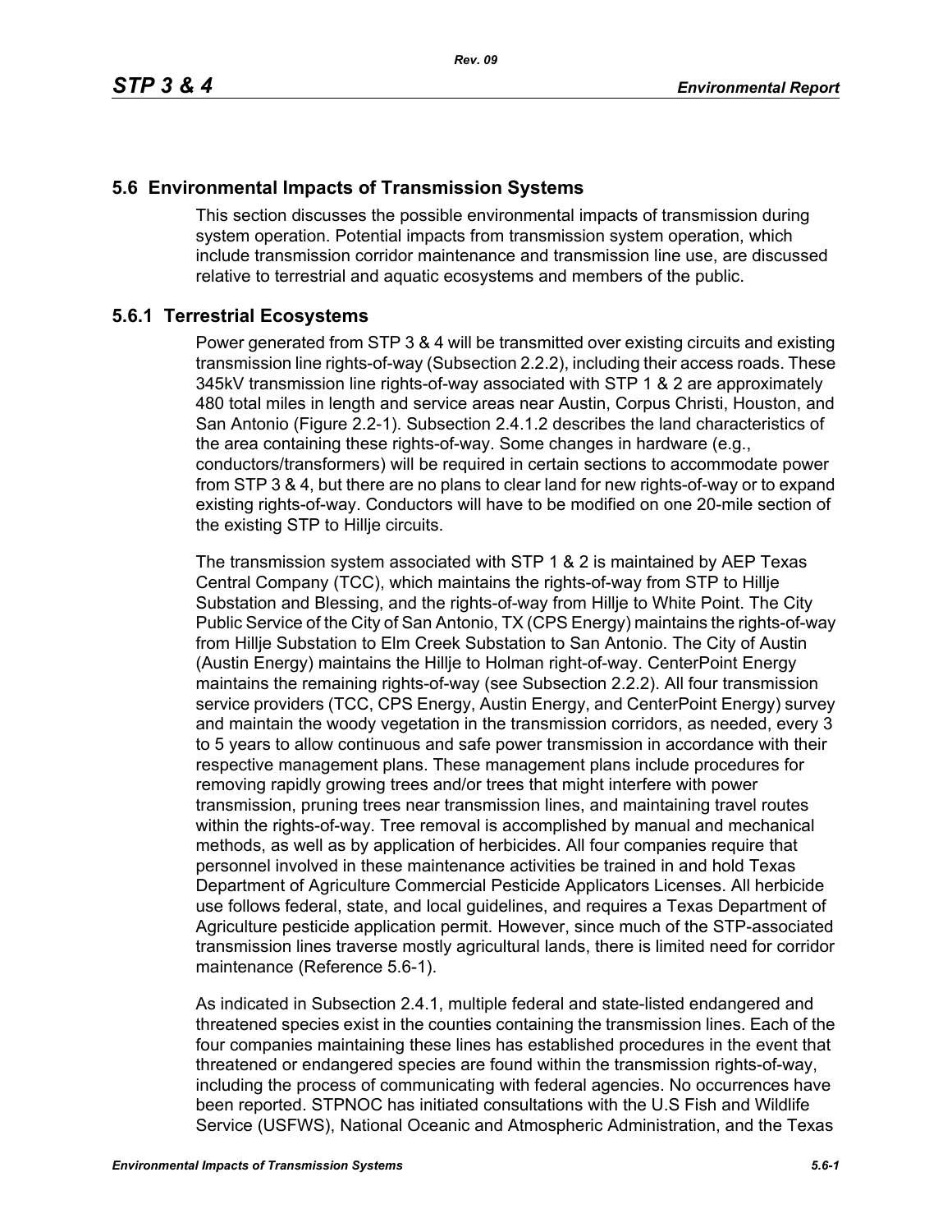## 5.6 Environmental Impacts of Transmission Systems

This section discusses the possible environmental impacts of transmission during system operation. Potential impacts from transmission system operation, which include transmission corridor maintenance and transmission line use, are discussed relative to terrestrial and aquatic ecosystems and members of the public.

### 5.6.1 Terrestrial Ecosystems

Power generated from STP 3 & 4 will be transmitted over existing circuits and existing transmission line rights-of-way (Subsection 2.2.2), including their access roads. These 345kV transmission line rights-of-way associated with STP 1 & 2 are approximately 480 total miles in length and service areas near Austin, Corpus Christi, Houston, and San Antonio (Figure 2.2-1). Subsection 2.4.1.2 describes the land characteristics of the area containing these rights-of-way. Some changes in hardware (e.g., conductors/transformers) will be required in certain sections to accommodate power from STP 3 & 4, but there are no plans to clear land for new rights-of-way or to expand existing rights-of-way. Conductors will have to be modified on one 20-mile section of the existing STP to Hillje circuits.

The transmission system associated with STP 1 & 2 is maintained by AEP Texas Central Company (TCC), which maintains the rights-of-way from STP to Hillje Substation and Blessing, and the rights-of-way from Hillje to White Point. The City Public Service of the City of San Antonio, TX (CPS Energy) maintains the rights-of-way from Hillje Substation to Elm Creek Substation to San Antonio. The City of Austin (Austin Energy) maintains the Hillje to Holman right-of-way. CenterPoint Energy maintains the remaining rights-of-way (see Subsection 2.2.2). All four transmission service providers (TCC, CPS Energy, Austin Energy, and CenterPoint Energy) survey and maintain the woody vegetation in the transmission corridors, as needed, every 3 to 5 years to allow continuous and safe power transmission in accordance with their respective management plans. These management plans include procedures for removing rapidly growing trees and/or trees that might interfere with power transmission, pruning trees near transmission lines, and maintaining travel routes within the rights-of-way. Tree removal is accomplished by manual and mechanical methods, as well as by application of herbicides. All four companies require that personnel involved in these maintenance activities be trained in and hold Texas Department of Agriculture Commercial Pesticide Applicators Licenses. All herbicide use follows federal, state, and local guidelines, and requires a Texas Department of Agriculture pesticide application permit. However, since much of the STP-associated transmission lines traverse mostly agricultural lands, there is limited need for corridor maintenance (Reference 5.6-1).

As indicated in Subsection 2.4.1, multiple federal and state-listed endangered and threatened species exist in the counties containing the transmission lines. Each of the four companies maintaining these lines has established procedures in the event that threatened or endangered species are found within the transmission rights-of-way, including the process of communicating with federal agencies. No occurrences have been reported. STPNOC has initiated consultations with the U.S Fish and Wildlife Service (USFWS), National Oceanic and Atmospheric Administration, and the Texas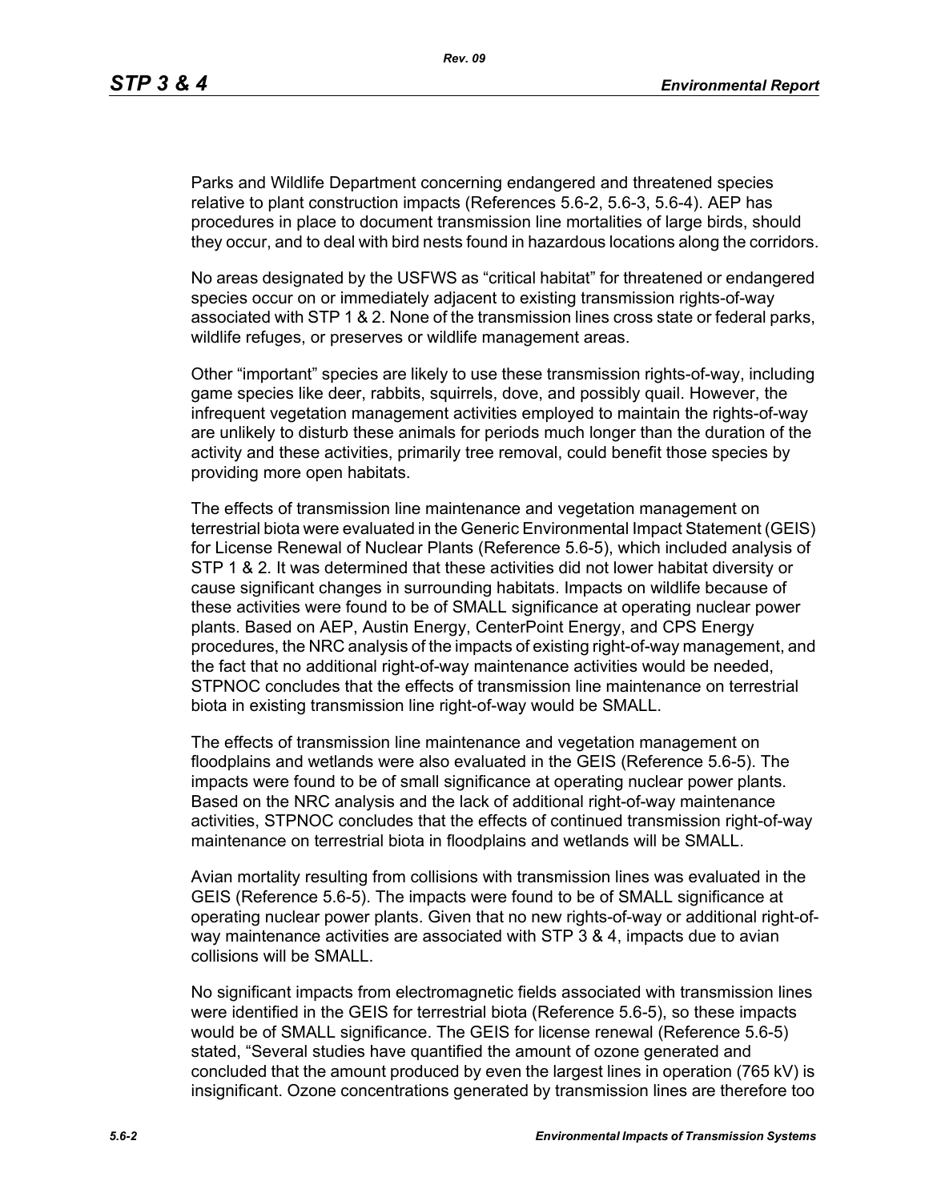Parks and Wildlife Department concerning endangered and threatened species relative to plant construction impacts (References 5.6-2, 5.6-3, 5.6-4). AEP has procedures in place to document transmission line mortalities of large birds, should they occur, and to deal with bird nests found in hazardous locations along the corridors.

No areas designated by the USFWS as "critical habitat" for threatened or endangered species occur on or immediately adjacent to existing transmission rights-of-way associated with STP 1 & 2. None of the transmission lines cross state or federal parks, wildlife refuges, or preserves or wildlife management areas.

Other "important" species are likely to use these transmission rights-of-way, including game species like deer, rabbits, squirrels, dove, and possibly quail. However, the infrequent vegetation management activities employed to maintain the rights-of-way are unlikely to disturb these animals for periods much longer than the duration of the activity and these activities, primarily tree removal, could benefit those species by providing more open habitats.

The effects of transmission line maintenance and vegetation management on terrestrial biota were evaluated in the Generic Environmental Impact Statement (GEIS) for License Renewal of Nuclear Plants (Reference 5.6-5), which included analysis of STP 1 & 2. It was determined that these activities did not lower habitat diversity or cause significant changes in surrounding habitats. Impacts on wildlife because of these activities were found to be of SMALL significance at operating nuclear power plants. Based on AEP, Austin Energy, CenterPoint Energy, and CPS Energy procedures, the NRC analysis of the impacts of existing right-of-way management, and the fact that no additional right-of-way maintenance activities would be needed, STPNOC concludes that the effects of transmission line maintenance on terrestrial biota in existing transmission line right-of-way would be SMALL.

The effects of transmission line maintenance and vegetation management on floodplains and wetlands were also evaluated in the GEIS (Reference 5.6-5). The impacts were found to be of small significance at operating nuclear power plants. Based on the NRC analysis and the lack of additional right-of-way maintenance activities, STPNOC concludes that the effects of continued transmission right-of-way maintenance on terrestrial biota in floodplains and wetlands will be SMALL.

Avian mortality resulting from collisions with transmission lines was evaluated in the GEIS (Reference 5.6-5). The impacts were found to be of SMALL significance at operating nuclear power plants. Given that no new rights-of-way or additional right-of-way maintenance activities are associated with STP 3 & 4, impacts due to avian collisions will be SMALL.

No significant impacts from electromagnetic fields associated with transmission lines were identified in the GEIS for terrestrial biota (Reference 5.6-5), so these impacts would be of SMALL significance. The GEIS for license renewal (Reference 5.6-5) stated, "Several studies have quantified the amount of ozone generated and concluded that the amount produced by even the largest lines in operation (765 kV) is insignificant. Ozone concentrations generated by transmission lines are therefore too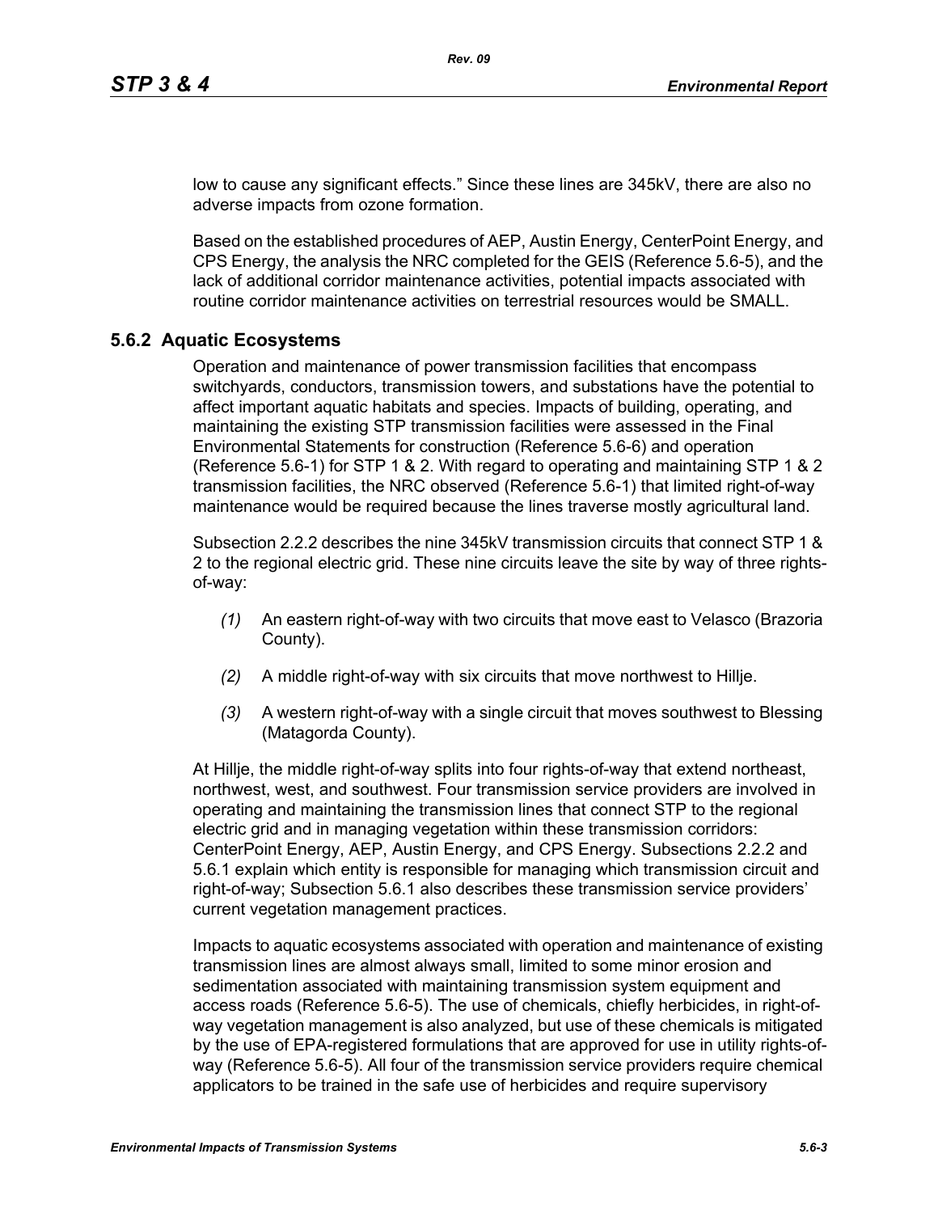low to cause any significant effects.” Since these lines are 345kV, there are also no adverse impacts from ozone formation.

Based on the established procedures of AEP, Austin Energy, CenterPoint Energy, and CPS Energy, the analysis the NRC completed for the GEIS (Reference 5.6-5), and the lack of additional corridor maintenance activities, potential impacts associated with routine corridor maintenance activities on terrestrial resources would be SMALL.

### 5.6.2 Aquatic Ecosystems

Operation and maintenance of power transmission facilities that encompass switchyards, conductors, transmission towers, and substations have the potential to affect important aquatic habitats and species. Impacts of building, operating, and maintaining the existing STP transmission facilities were assessed in the Final Environmental Statements for construction (Reference 5.6-6) and operation (Reference 5.6-1) for STP 1 & 2. With regard to operating and maintaining STP 1 & 2 transmission facilities, the NRC observed (Reference 5.6-1) that limited right-of-way maintenance would be required because the lines traverse mostly agricultural land.

Subsection 2.2.2 describes the nine 345kV transmission circuits that connect STP 1 & 2 to the regional electric grid. These nine circuits leave the site by way of three rights-of-way:

*(1)* An eastern right-of-way with two circuits that move east to Velasco (Brazoria County).

*(2)* A middle right-of-way with six circuits that move northwest to Hillje.

*(3)* A western right-of-way with a single circuit that moves southwest to Blessing (Matagorda County).

At Hillje, the middle right-of-way splits into four rights-of-way that extend northeast, northwest, west, and southwest. Four transmission service providers are involved in operating and maintaining the transmission lines that connect STP to the regional electric grid and in managing vegetation within these transmission corridors: CenterPoint Energy, AEP, Austin Energy, and CPS Energy. Subsections 2.2.2 and 5.6.1 explain which entity is responsible for managing which transmission circuit and right-of-way; Subsection 5.6.1 also describes these transmission service providers' current vegetation management practices.

Impacts to aquatic ecosystems associated with operation and maintenance of existing transmission lines are almost always small, limited to some minor erosion and sedimentation associated with maintaining transmission system equipment and access roads (Reference 5.6-5). The use of chemicals, chiefly herbicides, in right-of-way vegetation management is also analyzed, but use of these chemicals is mitigated by the use of EPA-registered formulations that are approved for use in utility rights-of-way (Reference 5.6-5). All four of the transmission service providers require chemical applicators to be trained in the safe use of herbicides and require supervisory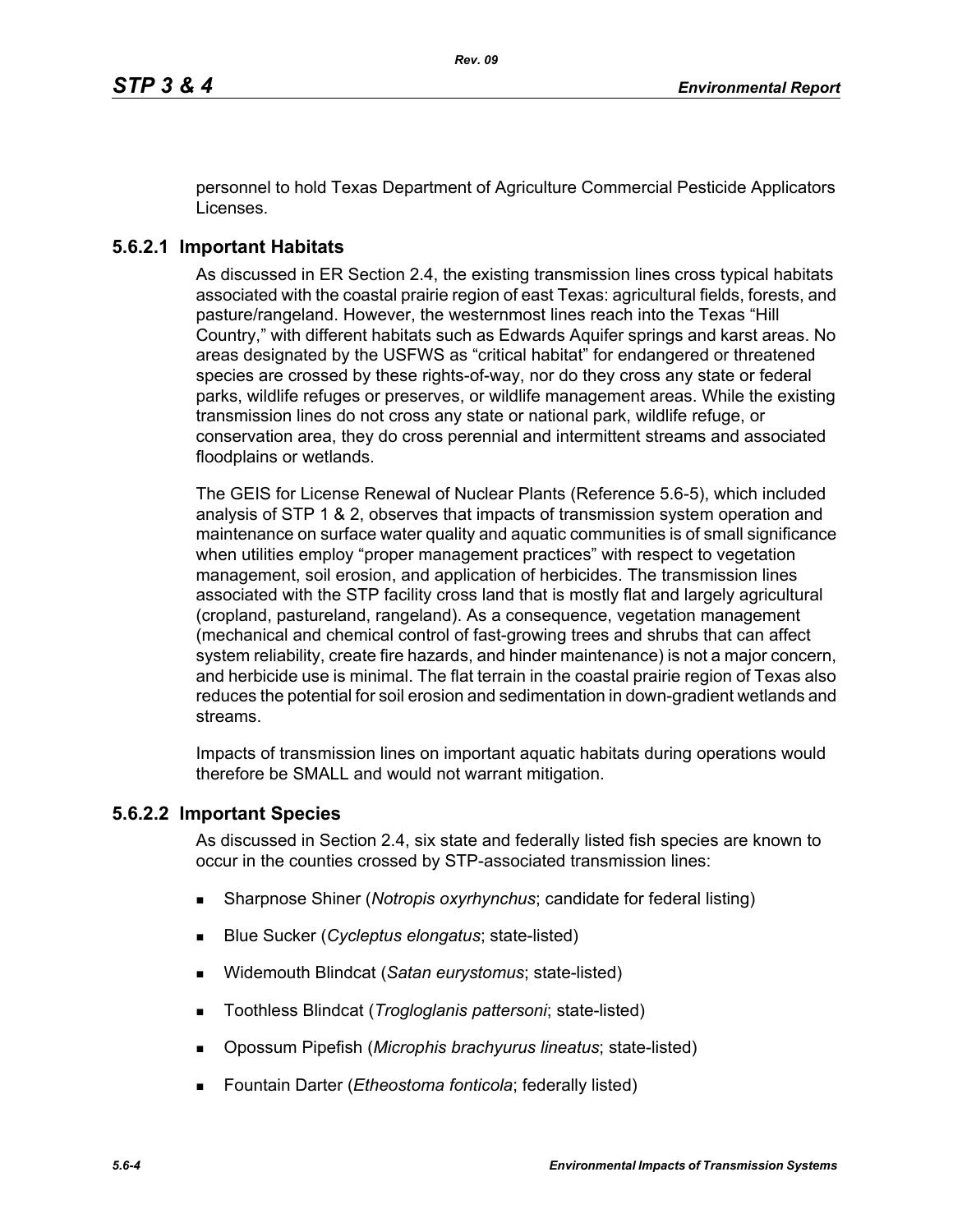personnel to hold Texas Department of Agriculture Commercial Pesticide Applicators Licenses.

### 5.6.2.1 Important Habitats

As discussed in ER Section 2.4, the existing transmission lines cross typical habitats associated with the coastal prairie region of east Texas: agricultural fields, forests, and pasture/rangeland. However, the westernmost lines reach into the Texas "Hill Country," with different habitats such as Edwards Aquifer springs and karst areas. No areas designated by the USFWS as "critical habitat" for endangered or threatened species are crossed by these rights-of-way, nor do they cross any state or federal parks, wildlife refuges or preserves, or wildlife management areas. While the existing transmission lines do not cross any state or national park, wildlife refuge, or conservation area, they do cross perennial and intermittent streams and associated floodplains or wetlands.

The GEIS for License Renewal of Nuclear Plants (Reference 5.6-5), which included analysis of STP 1 & 2, observes that impacts of transmission system operation and maintenance on surface water quality and aquatic communities is of small significance when utilities employ "proper management practices" with respect to vegetation management, soil erosion, and application of herbicides. The transmission lines associated with the STP facility cross land that is mostly flat and largely agricultural (cropland, pastureland, rangeland). As a consequence, vegetation management (mechanical and chemical control of fast-growing trees and shrubs that can affect system reliability, create fire hazards, and hinder maintenance) is not a major concern, and herbicide use is minimal. The flat terrain in the coastal prairie region of Texas also reduces the potential for soil erosion and sedimentation in down-gradient wetlands and streams.

Impacts of transmission lines on important aquatic habitats during operations would therefore be SMALL and would not warrant mitigation.

### 5.6.2.2 Important Species

As discussed in Section 2.4, six state and federally listed fish species are known to occur in the counties crossed by STP-associated transmission lines:

- Sharpnose Shiner (*Notropis oxyrhynchus*; candidate for federal listing)
- Blue Sucker (*Cycleptus elongatus*; state-listed)
- Widemouth Blindcat (*Satan eurystomus*; state-listed)
- Toothless Blindcat (*Trogloglanis pattersoni*; state-listed)
- Opossum Pipefish (*Microphis brachyurus lineatus*; state-listed)
- Fountain Darter (*Etheostoma fonticola*; federally listed)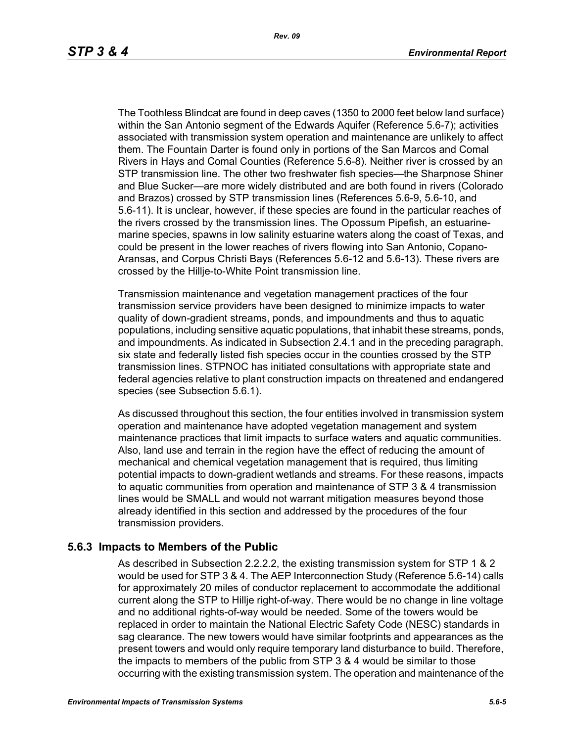The Toothless Blindcat are found in deep caves (1350 to 2000 feet below land surface) within the San Antonio segment of the Edwards Aquifer (Reference 5.6-7); activities associated with transmission system operation and maintenance are unlikely to affect them. The Fountain Darter is found only in portions of the San Marcos and Comal Rivers in Hays and Comal Counties (Reference 5.6-8). Neither river is crossed by an STP transmission line. The other two freshwater fish species—the Sharpnose Shiner and Blue Sucker—are more widely distributed and are both found in rivers (Colorado and Brazos) crossed by STP transmission lines (References 5.6-9, 5.6-10, and 5.6-11). It is unclear, however, if these species are found in the particular reaches of the rivers crossed by the transmission lines. The Opossum Pipefish, an estuarine-marine species, spawns in low salinity estuarine waters along the coast of Texas, and could be present in the lower reaches of rivers flowing into San Antonio, Copano-Aransas, and Corpus Christi Bays (References 5.6-12 and 5.6-13). These rivers are crossed by the Hillje-to-White Point transmission line.

Transmission maintenance and vegetation management practices of the four transmission service providers have been designed to minimize impacts to water quality of down-gradient streams, ponds, and impoundments and thus to aquatic populations, including sensitive aquatic populations, that inhabit these streams, ponds, and impoundments. As indicated in Subsection 2.4.1 and in the preceding paragraph, six state and federally listed fish species occur in the counties crossed by the STP transmission lines. STPNOC has initiated consultations with appropriate state and federal agencies relative to plant construction impacts on threatened and endangered species (see Subsection 5.6.1).

As discussed throughout this section, the four entities involved in transmission system operation and maintenance have adopted vegetation management and system maintenance practices that limit impacts to surface waters and aquatic communities. Also, land use and terrain in the region have the effect of reducing the amount of mechanical and chemical vegetation management that is required, thus limiting potential impacts to down-gradient wetlands and streams. For these reasons, impacts to aquatic communities from operation and maintenance of STP 3 & 4 transmission lines would be SMALL and would not warrant mitigation measures beyond those already identified in this section and addressed by the procedures of the four transmission providers.

### 5.6.3 Impacts to Members of the Public

As described in Subsection 2.2.2.2, the existing transmission system for STP 1 & 2 would be used for STP 3 & 4. The AEP Interconnection Study (Reference 5.6-14) calls for approximately 20 miles of conductor replacement to accommodate the additional current along the STP to Hillje right-of-way. There would be no change in line voltage and no additional rights-of-way would be needed. Some of the towers would be replaced in order to maintain the National Electric Safety Code (NESC) standards in sag clearance. The new towers would have similar footprints and appearances as the present towers and would only require temporary land disturbance to build. Therefore, the impacts to members of the public from STP 3 & 4 would be similar to those occurring with the existing transmission system. The operation and maintenance of the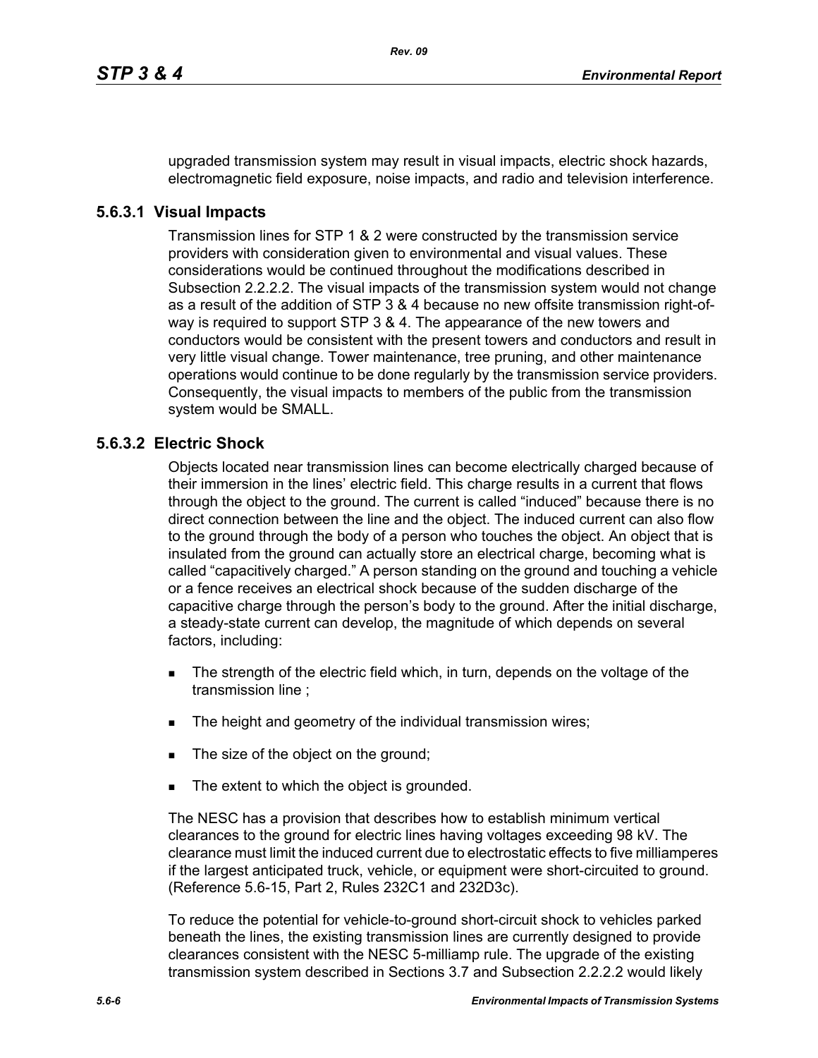upgraded transmission system may result in visual impacts, electric shock hazards, electromagnetic field exposure, noise impacts, and radio and television interference.

### 5.6.3.1 Visual Impacts

Transmission lines for STP 1 & 2 were constructed by the transmission service providers with consideration given to environmental and visual values. These considerations would be continued throughout the modifications described in Subsection 2.2.2.2. The visual impacts of the transmission system would not change as a result of the addition of STP 3 & 4 because no new offsite transmission right-of-way is required to support STP 3 & 4. The appearance of the new towers and conductors would be consistent with the present towers and conductors and result in very little visual change. Tower maintenance, tree pruning, and other maintenance operations would continue to be done regularly by the transmission service providers. Consequently, the visual impacts to members of the public from the transmission system would be SMALL.

### 5.6.3.2 Electric Shock

Objects located near transmission lines can become electrically charged because of their immersion in the lines' electric field. This charge results in a current that flows through the object to the ground. The current is called "induced" because there is no direct connection between the line and the object. The induced current can also flow to the ground through the body of a person who touches the object. An object that is insulated from the ground can actually store an electrical charge, becoming what is called "capacitively charged." A person standing on the ground and touching a vehicle or a fence receives an electrical shock because of the sudden discharge of the capacitive charge through the person's body to the ground. After the initial discharge, a steady-state current can develop, the magnitude of which depends on several factors, including:

- The strength of the electric field which, in turn, depends on the voltage of the transmission line ;
- The height and geometry of the individual transmission wires;
- The size of the object on the ground;
- The extent to which the object is grounded.

The NESC has a provision that describes how to establish minimum vertical clearances to the ground for electric lines having voltages exceeding 98 kV. The clearance must limit the induced current due to electrostatic effects to five milliamperes if the largest anticipated truck, vehicle, or equipment were short-circuited to ground. (Reference 5.6-15, Part 2, Rules 232C1 and 232D3c).

To reduce the potential for vehicle-to-ground short-circuit shock to vehicles parked beneath the lines, the existing transmission lines are currently designed to provide clearances consistent with the NESC 5-milliamp rule. The upgrade of the existing transmission system described in Sections 3.7 and Subsection 2.2.2.2 would likely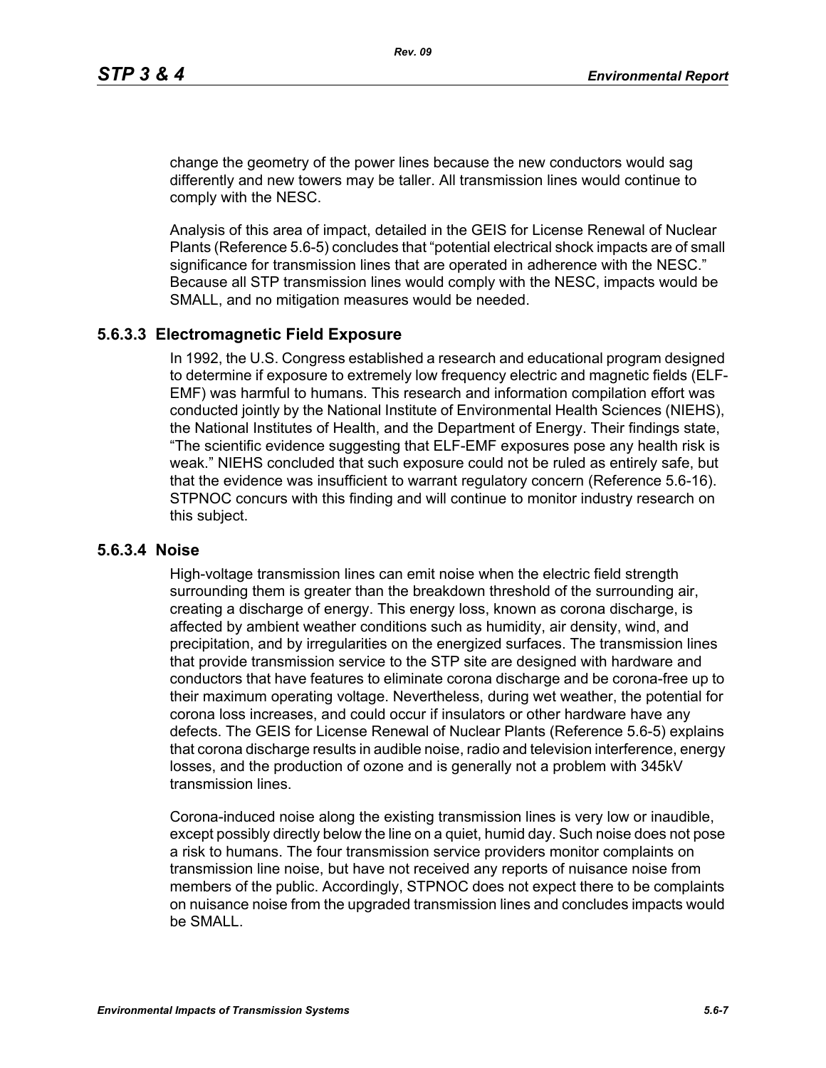change the geometry of the power lines because the new conductors would sag differently and new towers may be taller. All transmission lines would continue to comply with the NESC.

Analysis of this area of impact, detailed in the GEIS for License Renewal of Nuclear Plants (Reference 5.6-5) concludes that "potential electrical shock impacts are of small significance for transmission lines that are operated in adherence with the NESC." Because all STP transmission lines would comply with the NESC, impacts would be SMALL, and no mitigation measures would be needed.

### 5.6.3.3 Electromagnetic Field Exposure

In 1992, the U.S. Congress established a research and educational program designed to determine if exposure to extremely low frequency electric and magnetic fields (ELF-EMF) was harmful to humans. This research and information compilation effort was conducted jointly by the National Institute of Environmental Health Sciences (NIEHS), the National Institutes of Health, and the Department of Energy. Their findings state, "The scientific evidence suggesting that ELF-EMF exposures pose any health risk is weak." NIEHS concluded that such exposure could not be ruled as entirely safe, but that the evidence was insufficient to warrant regulatory concern (Reference 5.6-16). STPNOC concurs with this finding and will continue to monitor industry research on this subject.

### 5.6.3.4 Noise

High-voltage transmission lines can emit noise when the electric field strength surrounding them is greater than the breakdown threshold of the surrounding air, creating a discharge of energy. This energy loss, known as corona discharge, is affected by ambient weather conditions such as humidity, air density, wind, and precipitation, and by irregularities on the energized surfaces. The transmission lines that provide transmission service to the STP site are designed with hardware and conductors that have features to eliminate corona discharge and be corona-free up to their maximum operating voltage. Nevertheless, during wet weather, the potential for corona loss increases, and could occur if insulators or other hardware have any defects. The GEIS for License Renewal of Nuclear Plants (Reference 5.6-5) explains that corona discharge results in audible noise, radio and television interference, energy losses, and the production of ozone and is generally not a problem with 345kV transmission lines.

Corona-induced noise along the existing transmission lines is very low or inaudible, except possibly directly below the line on a quiet, humid day. Such noise does not pose a risk to humans. The four transmission service providers monitor complaints on transmission line noise, but have not received any reports of nuisance noise from members of the public. Accordingly, STPNOC does not expect there to be complaints on nuisance noise from the upgraded transmission lines and concludes impacts would be SMALL.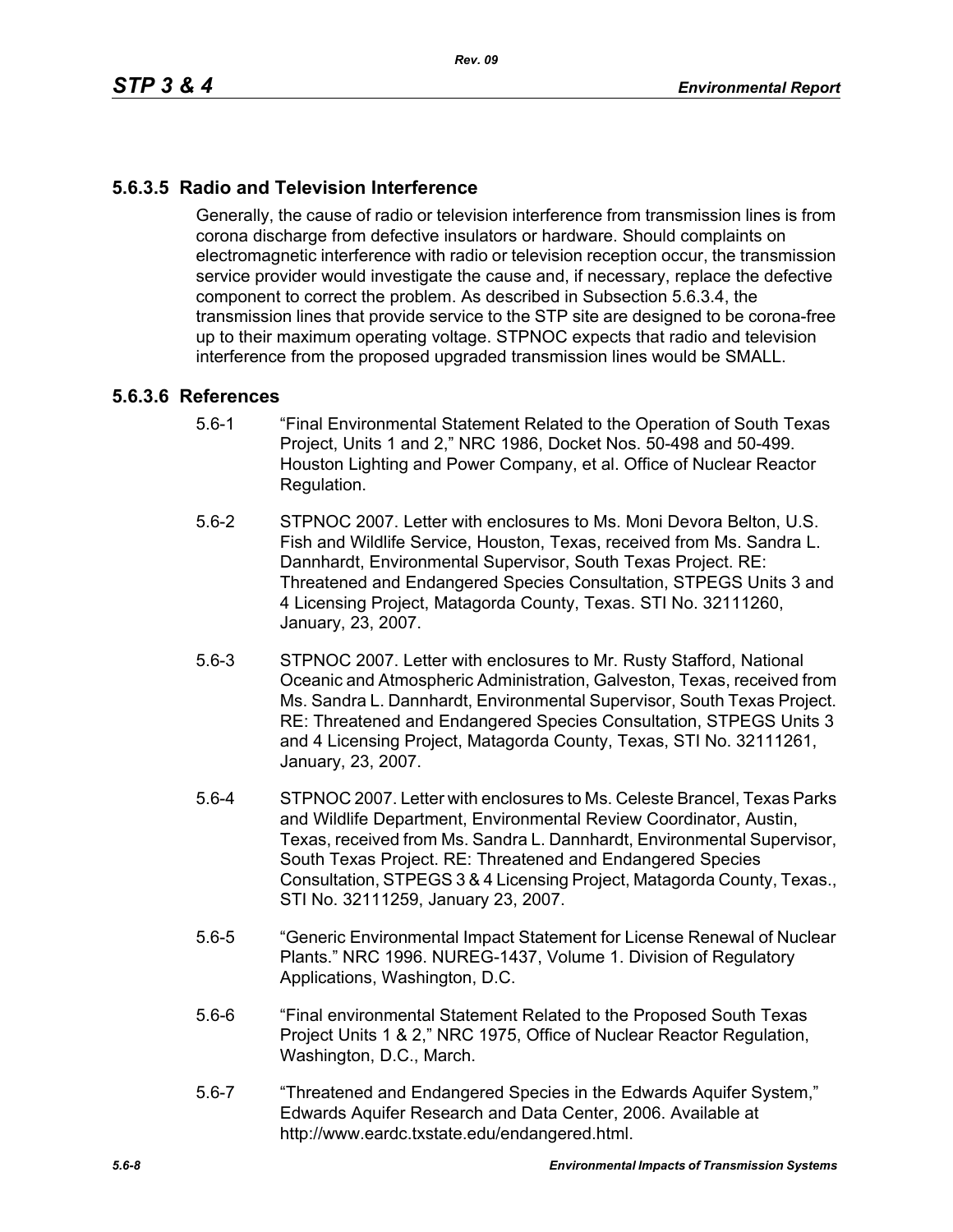### 5.6.3.5 Radio and Television Interference

Generally, the cause of radio or television interference from transmission lines is from corona discharge from defective insulators or hardware. Should complaints on electromagnetic interference with radio or television reception occur, the transmission service provider would investigate the cause and, if necessary, replace the defective component to correct the problem. As described in Subsection 5.6.3.4, the transmission lines that provide service to the STP site are designed to be corona-free up to their maximum operating voltage. STPNOC expects that radio and television interference from the proposed upgraded transmission lines would be SMALL.

### 5.6.3.6 References

5.6-1 "Final Environmental Statement Related to the Operation of South Texas Project, Units 1 and 2," NRC 1986, Docket Nos. 50-498 and 50-499. Houston Lighting and Power Company, et al. Office of Nuclear Reactor Regulation.

5.6-2 STPNOC 2007. Letter with enclosures to Ms. Moni Devora Belton, U.S. Fish and Wildlife Service, Houston, Texas, received from Ms. Sandra L. Dannhardt, Environmental Supervisor, South Texas Project. RE: Threatened and Endangered Species Consultation, STPEGS Units 3 and 4 Licensing Project, Matagorda County, Texas. STI No. 32111260, January, 23, 2007.

5.6-3 STPNOC 2007. Letter with enclosures to Mr. Rusty Stafford, National Oceanic and Atmospheric Administration, Galveston, Texas, received from Ms. Sandra L. Dannhardt, Environmental Supervisor, South Texas Project. RE: Threatened and Endangered Species Consultation, STPEGS Units 3 and 4 Licensing Project, Matagorda County, Texas, STI No. 32111261, January, 23, 2007.

5.6-4 STPNOC 2007. Letter with enclosures to Ms. Celeste Brancel, Texas Parks and Wildlife Department, Environmental Review Coordinator, Austin, Texas, received from Ms. Sandra L. Dannhardt, Environmental Supervisor, South Texas Project. RE: Threatened and Endangered Species Consultation, STPEGS 3 & 4 Licensing Project, Matagorda County, Texas., STI No. 32111259, January 23, 2007.

5.6-5 "Generic Environmental Impact Statement for License Renewal of Nuclear Plants." NRC 1996. NUREG-1437, Volume 1. Division of Regulatory Applications, Washington, D.C.

5.6-6 "Final environmental Statement Related to the Proposed South Texas Project Units 1 & 2," NRC 1975, Office of Nuclear Reactor Regulation, Washington, D.C., March.

5.6-7 "Threatened and Endangered Species in the Edwards Aquifer System," Edwards Aquifer Research and Data Center, 2006. Available at http://www.eardc.txstate.edu/endangered.html.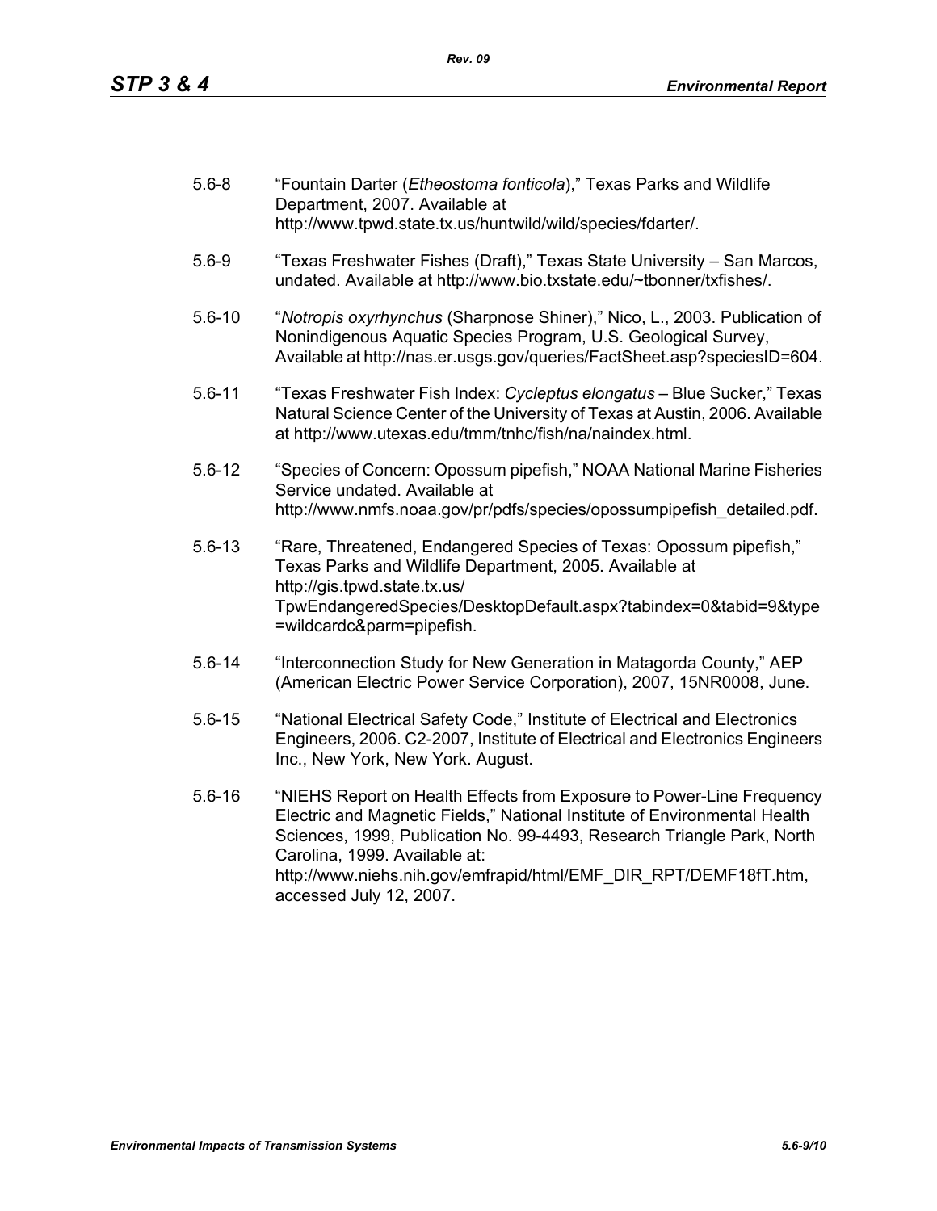5.6-8 "Fountain Darter (*Etheostoma fonticola*)," Texas Parks and Wildlife Department, 2007. Available at http://www.tpwd.state.tx.us/huntwild/wild/species/fdarter/.

5.6-9 "Texas Freshwater Fishes (Draft)," Texas State University – San Marcos, undated. Available at http://www.bio.txstate.edu/~tbonner/txfishes/.

5.6-10 "*Notropis oxyrhynchus* (Sharpnose Shiner)," Nico, L., 2003. Publication of Nonindigenous Aquatic Species Program, U.S. Geological Survey, Available at http://nas.er.usgs.gov/queries/FactSheet.asp?speciesID=604.

5.6-11 "Texas Freshwater Fish Index: *Cycleptus elongatus* – Blue Sucker," Texas Natural Science Center of the University of Texas at Austin, 2006. Available at http://www.utexas.edu/tmm/tnhc/fish/na/naindex.html.

5.6-12 "Species of Concern: Opossum pipefish," NOAA National Marine Fisheries Service undated. Available at http://www.nmfs.noaa.gov/pr/pdfs/species/opossumpipefish_detailed.pdf.

5.6-13 "Rare, Threatened, Endangered Species of Texas: Opossum pipefish," Texas Parks and Wildlife Department, 2005. Available at http://gis.tpwd.state.tx.us/TpwEndangeredSpecies/DesktopDefault.aspx?tabindex=0&tabid=9&type=wildcardc&parm=pipefish.

5.6-14 "Interconnection Study for New Generation in Matagorda County," AEP (American Electric Power Service Corporation), 2007, 15NR0008, June.

5.6-15 "National Electrical Safety Code," Institute of Electrical and Electronics Engineers, 2006. C2-2007, Institute of Electrical and Electronics Engineers Inc., New York, New York. August.

5.6-16 "NIEHS Report on Health Effects from Exposure to Power-Line Frequency Electric and Magnetic Fields," National Institute of Environmental Health Sciences, 1999, Publication No. 99-4493, Research Triangle Park, North Carolina, 1999. Available at: http://www.niehs.nih.gov/emfrapid/html/EMF_DIR_RPT/DEMF18fT.htm, accessed July 12, 2007.